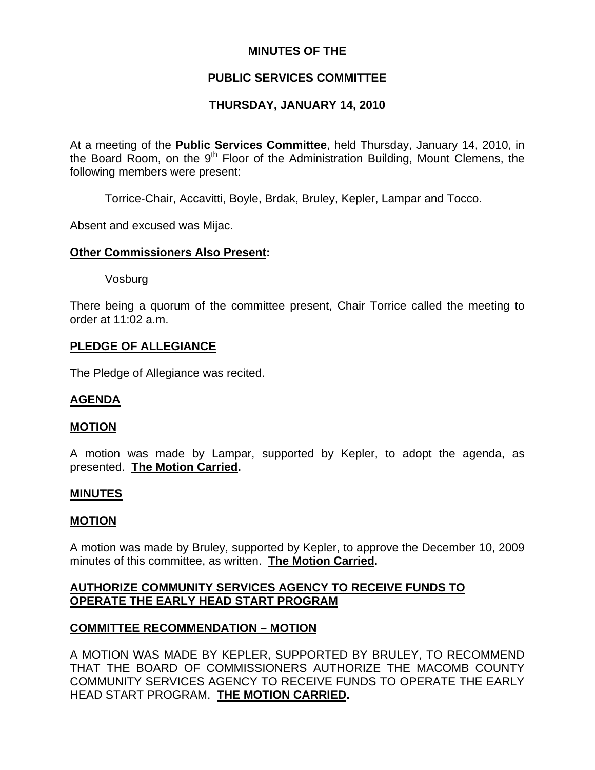# MINUTES OF THE

# PUBLIC SERVICES COMMITTEE

# THURSDAY, JANUARY 14, 2010

At a meeting of the **Public Services Committee**, held Thursday, January 14, 2010, in the Board Room, on the 9th Floor of the Administration Building, Mount Clemens, the following members were present:

Torrice-Chair, Accavitti, Boyle, Brdak, Bruley, Kepler, Lampar and Tocco.

Absent and excused was Mijac.

**Other Commissioners Also Present:**

Vosburg

There being a quorum of the committee present, Chair Torrice called the meeting to order at 11:02 a.m.

**PLEDGE OF ALLEGIANCE**

The Pledge of Allegiance was recited.

**AGENDA**

**MOTION**

A motion was made by Lampar, supported by Kepler, to adopt the agenda, as presented. **The Motion Carried.**

**MINUTES**

**MOTION**

A motion was made by Bruley, supported by Kepler, to approve the December 10, 2009 minutes of this committee, as written. **The Motion Carried.**

**AUTHORIZE COMMUNITY SERVICES AGENCY TO RECEIVE FUNDS TO OPERATE THE EARLY HEAD START PROGRAM**

**COMMITTEE RECOMMENDATION – MOTION**

A MOTION WAS MADE BY KEPLER, SUPPORTED BY BRULEY, TO RECOMMEND THAT THE BOARD OF COMMISSIONERS AUTHORIZE THE MACOMB COUNTY COMMUNITY SERVICES AGENCY TO RECEIVE FUNDS TO OPERATE THE EARLY HEAD START PROGRAM. **THE MOTION CARRIED.**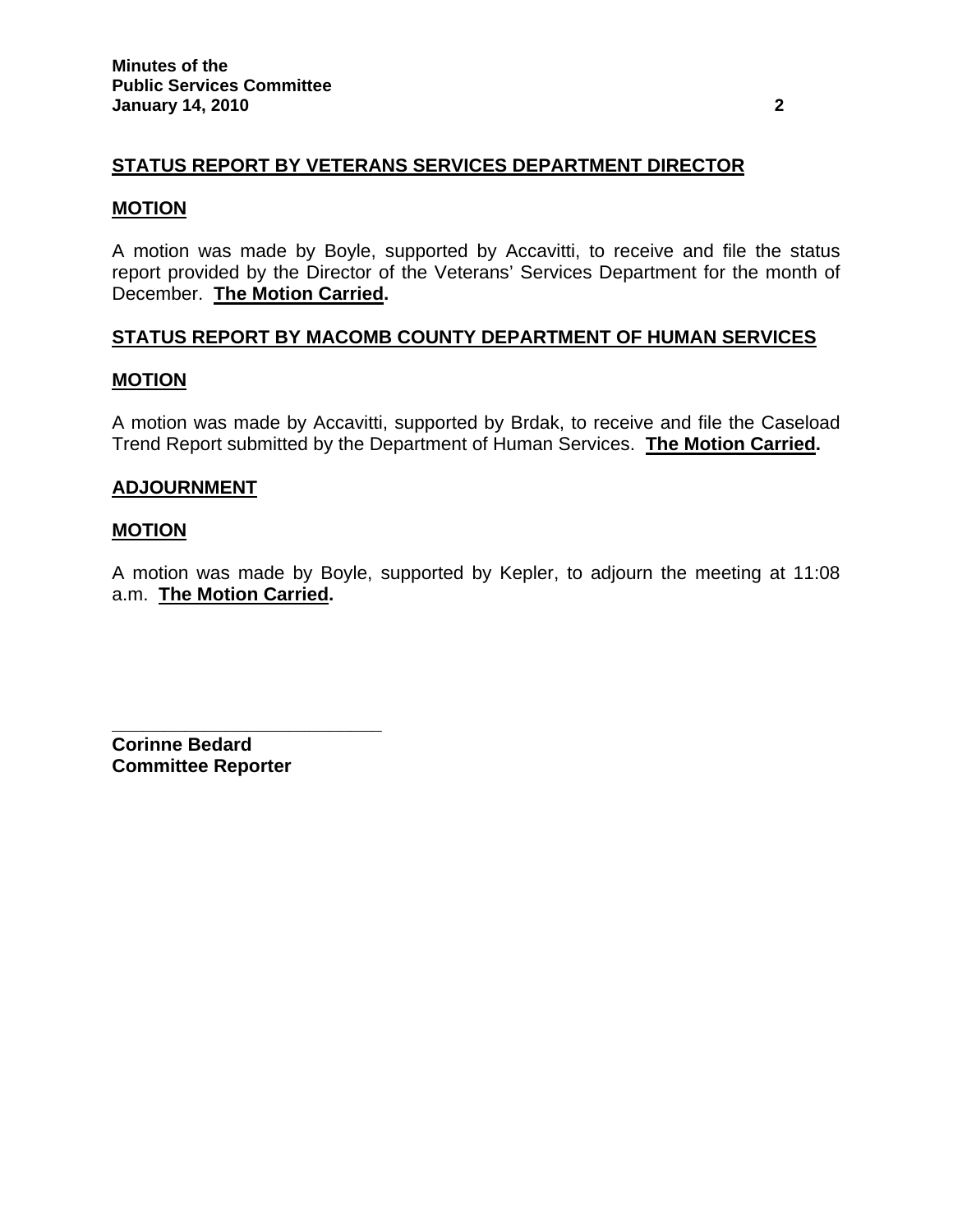## STATUS REPORT BY VETERANS SERVICES DEPARTMENT DIRECTOR

### MOTION

A motion was made by Boyle, supported by Accavitti, to receive and file the status report provided by the Director of the Veterans' Services Department for the month of December. **The Motion Carried.**

## STATUS REPORT BY MACOMB COUNTY DEPARTMENT OF HUMAN SERVICES

### MOTION

A motion was made by Accavitti, supported by Brdak, to receive and file the Caseload Trend Report submitted by the Department of Human Services. **The Motion Carried.**

## ADJOURNMENT

### MOTION

A motion was made by Boyle, supported by Kepler, to adjourn the meeting at 11:08 a.m. **The Motion Carried.**

\_\_\_\_\_\_\_\_\_\_\_\_\_\_\_\_\_\_\_\_\_\_\_\_\_\_\_\_\_\_

**Corinne Bedard**
**Committee Reporter**